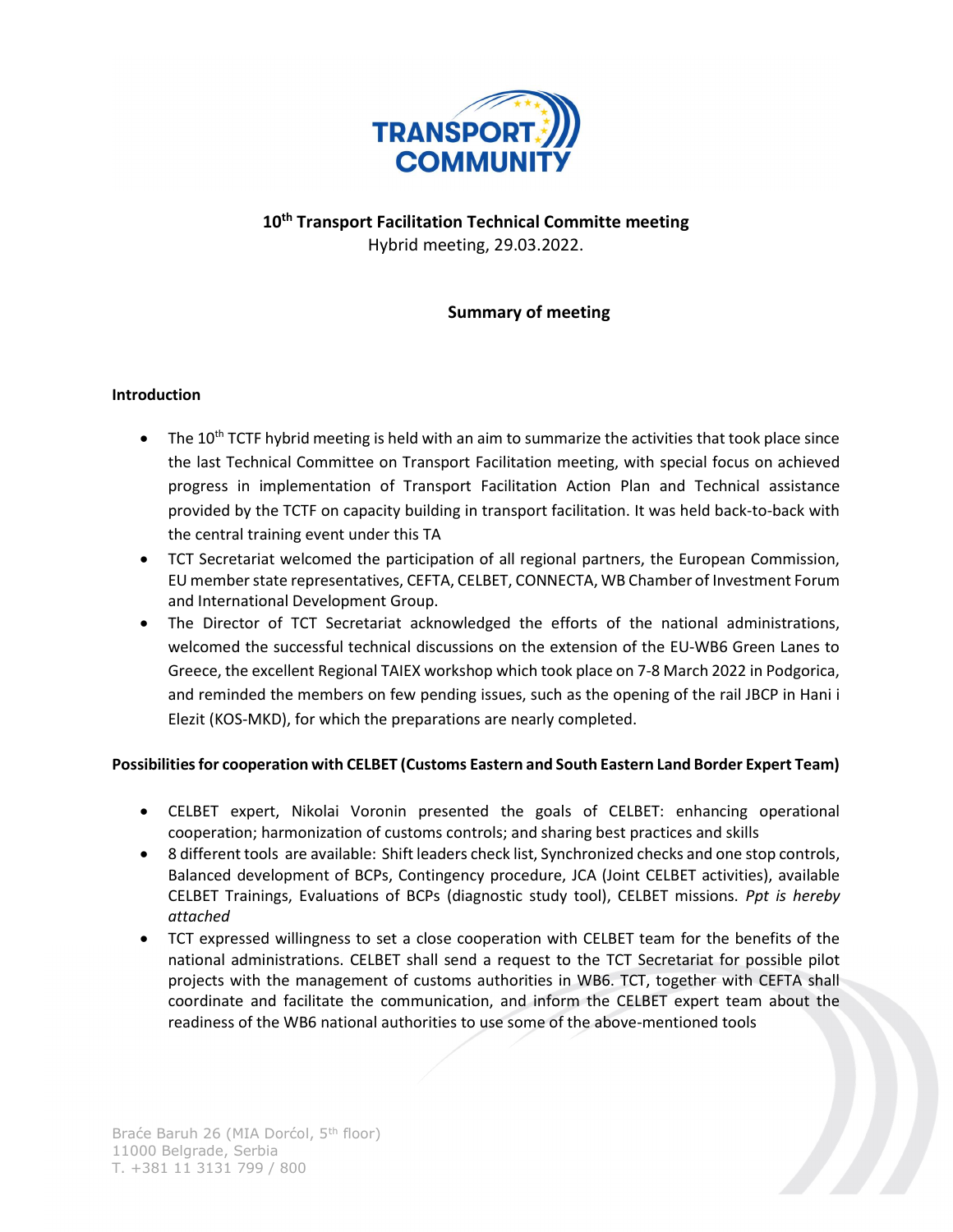**10th Transport Facilitation Technical Committe meeting**

Hybrid meeting, 29.03.2022.

**Summary of meeting**

**Introduction**

- The 10th TCTF hybrid meeting is held with an aim to summarize the activities that took place since the last Technical Committee on Transport Facilitation meeting, with special focus on achieved progress in implementation of Transport Facilitation Action Plan and Technical assistance provided by the TCTF on capacity building in transport facilitation. It was held back-to-back with the central training event under this TA
- TCT Secretariat welcomed the participation of all regional partners, the European Commission, EU member state representatives, CEFTA, CELBET, CONNECTA, WB Chamber of Investment Forum and International Development Group.
- The Director of TCT Secretariat acknowledged the efforts of the national administrations, welcomed the successful technical discussions on the extension of the EU-WB6 Green Lanes to Greece, the excellent Regional TAIEX workshop which took place on 7-8 March 2022 in Podgorica, and reminded the members on few pending issues, such as the opening of the rail JBCP in Hani i Elezit (KOS-MKD), for which the preparations are nearly completed.

**Possibilities for cooperation with CELBET (Customs Eastern and South Eastern Land Border Expert Team)**

- CELBET expert, Nikolai Voronin presented the goals of CELBET: enhancing operational cooperation; harmonization of customs controls; and sharing best practices and skills
- 8 different tools are available: Shift leaders check list, Synchronized checks and one stop controls, Balanced development of BCPs, Contingency procedure, JCA (Joint CELBET activities), available CELBET Trainings, Evaluations of BCPs (diagnostic study tool), CELBET missions. *Ppt is hereby attached*
- TCT expressed willingness to set a close cooperation with CELBET team for the benefits of the national administrations. CELBET shall send a request to the TCT Secretariat for possible pilot projects with the management of customs authorities in WB6. TCT, together with CEFTA shall coordinate and facilitate the communication, and inform the CELBET expert team about the readiness of the WB6 national authorities to use some of the above-mentioned tools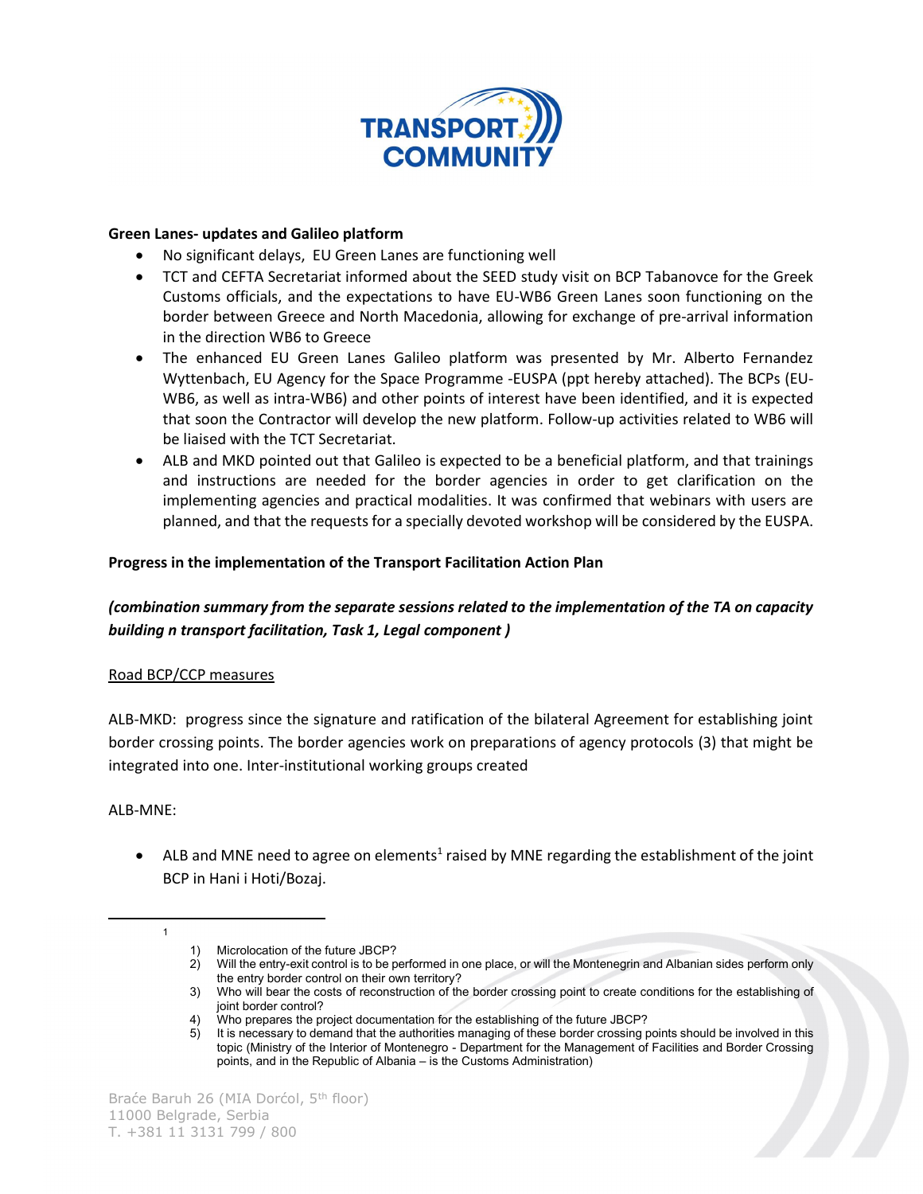**Green Lanes- updates and Galileo platform**

- No significant delays, EU Green Lanes are functioning well
- TCT and CEFTA Secretariat informed about the SEED study visit on BCP Tabanovce for the Greek Customs officials, and the expectations to have EU-WB6 Green Lanes soon functioning on the border between Greece and North Macedonia, allowing for exchange of pre-arrival information in the direction WB6 to Greece
- The enhanced EU Green Lanes Galileo platform was presented by Mr. Alberto Fernandez Wyttenbach, EU Agency for the Space Programme -EUSPA (ppt hereby attached). The BCPs (EU-WB6, as well as intra-WB6) and other points of interest have been identified, and it is expected that soon the Contractor will develop the new platform. Follow-up activities related to WB6 will be liaised with the TCT Secretariat.
- ALB and MKD pointed out that Galileo is expected to be a beneficial platform, and that trainings and instructions are needed for the border agencies in order to get clarification on the implementing agencies and practical modalities. It was confirmed that webinars with users are planned, and that the requests for a specially devoted workshop will be considered by the EUSPA.

**Progress in the implementation of the Transport Facilitation Action Plan**

***(combination summary from the separate sessions related to the implementation of the TA on capacity building n transport facilitation, Task 1, Legal component )***

<u>Road BCP/CCP measures</u>

ALB-MKD: progress since the signature and ratification of the bilateral Agreement for establishing joint border crossing points. The border agencies work on preparations of agency protocols (3) that might be integrated into one. Inter-institutional working groups created

ALB-MNE:

- ALB and MNE need to agree on elements[1] raised by MNE regarding the establishment of the joint BCP in Hani i Hoti/Bozaj.

---

[1]

1) Microlocation of the future JBCP?
2) Will the entry-exit control is to be performed in one place, or will the Montenegrin and Albanian sides perform only the entry border control on their own territory?
3) Who will bear the costs of reconstruction of the border crossing point to create conditions for the establishing of joint border control?
4) Who prepares the project documentation for the establishing of the future JBCP?
5) It is necessary to demand that the authorities managing of these border crossing points should be involved in this topic (Ministry of the Interior of Montenegro - Department for the Management of Facilities and Border Crossing points, and in the Republic of Albania – is the Customs Administration)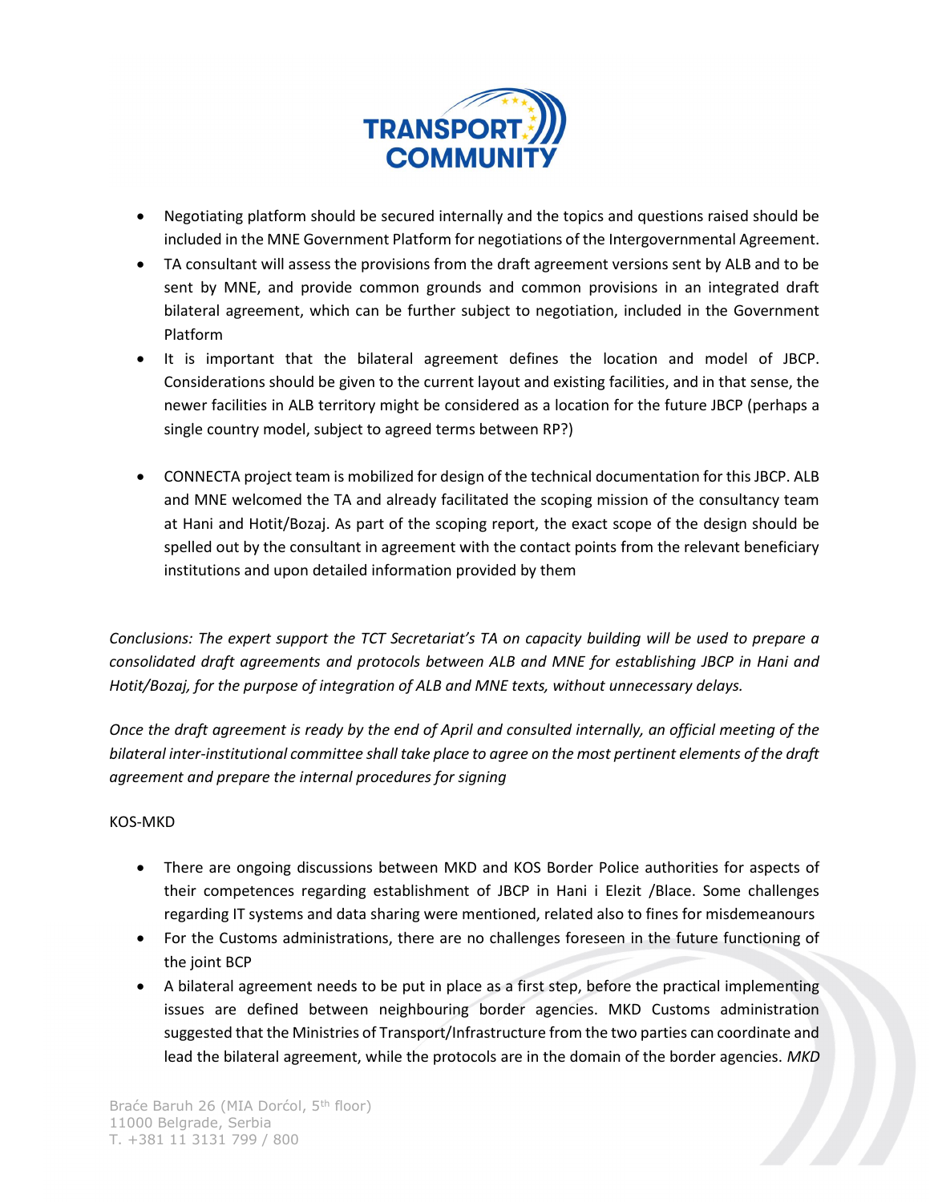- Negotiating platform should be secured internally and the topics and questions raised should be included in the MNE Government Platform for negotiations of the Intergovernmental Agreement.
- TA consultant will assess the provisions from the draft agreement versions sent by ALB and to be sent by MNE, and provide common grounds and common provisions in an integrated draft bilateral agreement, which can be further subject to negotiation, included in the Government Platform
- It is important that the bilateral agreement defines the location and model of JBCP. Considerations should be given to the current layout and existing facilities, and in that sense, the newer facilities in ALB territory might be considered as a location for the future JBCP (perhaps a single country model, subject to agreed terms between RP?)

- CONNECTA project team is mobilized for design of the technical documentation for this JBCP. ALB and MNE welcomed the TA and already facilitated the scoping mission of the consultancy team at Hani and Hotit/Bozaj. As part of the scoping report, the exact scope of the design should be spelled out by the consultant in agreement with the contact points from the relevant beneficiary institutions and upon detailed information provided by them

*Conclusions: The expert support the TCT Secretariat's TA on capacity building will be used to prepare a consolidated draft agreements and protocols between ALB and MNE for establishing JBCP in Hani and Hotit/Bozaj, for the purpose of integration of ALB and MNE texts, without unnecessary delays.*

*Once the draft agreement is ready by the end of April and consulted internally, an official meeting of the bilateral inter-institutional committee shall take place to agree on the most pertinent elements of the draft agreement and prepare the internal procedures for signing*

KOS-MKD

- There are ongoing discussions between MKD and KOS Border Police authorities for aspects of their competences regarding establishment of JBCP in Hani i Elezit /Blace. Some challenges regarding IT systems and data sharing were mentioned, related also to fines for misdemeanours
- For the Customs administrations, there are no challenges foreseen in the future functioning of the joint BCP
- A bilateral agreement needs to be put in place as a first step, before the practical implementing issues are defined between neighbouring border agencies. MKD Customs administration suggested that the Ministries of Transport/Infrastructure from the two parties can coordinate and lead the bilateral agreement, while the protocols are in the domain of the border agencies. *MKD*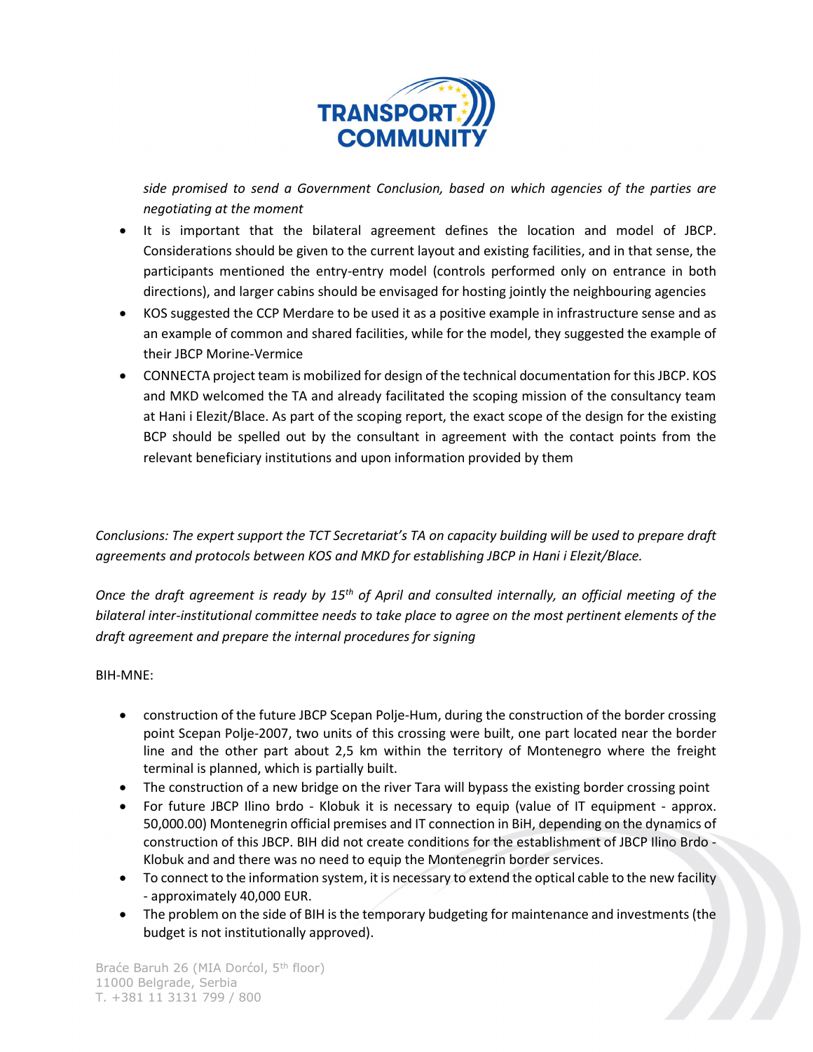*side promised to send a Government Conclusion, based on which agencies of the parties are negotiating at the moment*

- It is important that the bilateral agreement defines the location and model of JBCP. Considerations should be given to the current layout and existing facilities, and in that sense, the participants mentioned the entry-entry model (controls performed only on entrance in both directions), and larger cabins should be envisaged for hosting jointly the neighbouring agencies
- KOS suggested the CCP Merdare to be used it as a positive example in infrastructure sense and as an example of common and shared facilities, while for the model, they suggested the example of their JBCP Morine-Vermice
- CONNECTA project team is mobilized for design of the technical documentation for this JBCP. KOS and MKD welcomed the TA and already facilitated the scoping mission of the consultancy team at Hani i Elezit/Blace. As part of the scoping report, the exact scope of the design for the existing BCP should be spelled out by the consultant in agreement with the contact points from the relevant beneficiary institutions and upon information provided by them

*Conclusions: The expert support the TCT Secretariat's TA on capacity building will be used to prepare draft agreements and protocols between KOS and MKD for establishing JBCP in Hani i Elezit/Blace.*

*Once the draft agreement is ready by 15th of April and consulted internally, an official meeting of the bilateral inter-institutional committee needs to take place to agree on the most pertinent elements of the draft agreement and prepare the internal procedures for signing*

BIH-MNE:

- construction of the future JBCP Scepan Polje-Hum, during the construction of the border crossing point Scepan Polje-2007, two units of this crossing were built, one part located near the border line and the other part about 2,5 km within the territory of Montenegro where the freight terminal is planned, which is partially built.
- The construction of a new bridge on the river Tara will bypass the existing border crossing point
- For future JBCP Ilino brdo - Klobuk it is necessary to equip (value of IT equipment - approx. 50,000.00) Montenegrin official premises and IT connection in BiH, depending on the dynamics of construction of this JBCP. BIH did not create conditions for the establishment of JBCP Ilino Brdo - Klobuk and and there was no need to equip the Montenegrin border services.
- To connect to the information system, it is necessary to extend the optical cable to the new facility - approximately 40,000 EUR.
- The problem on the side of BIH is the temporary budgeting for maintenance and investments (the budget is not institutionally approved).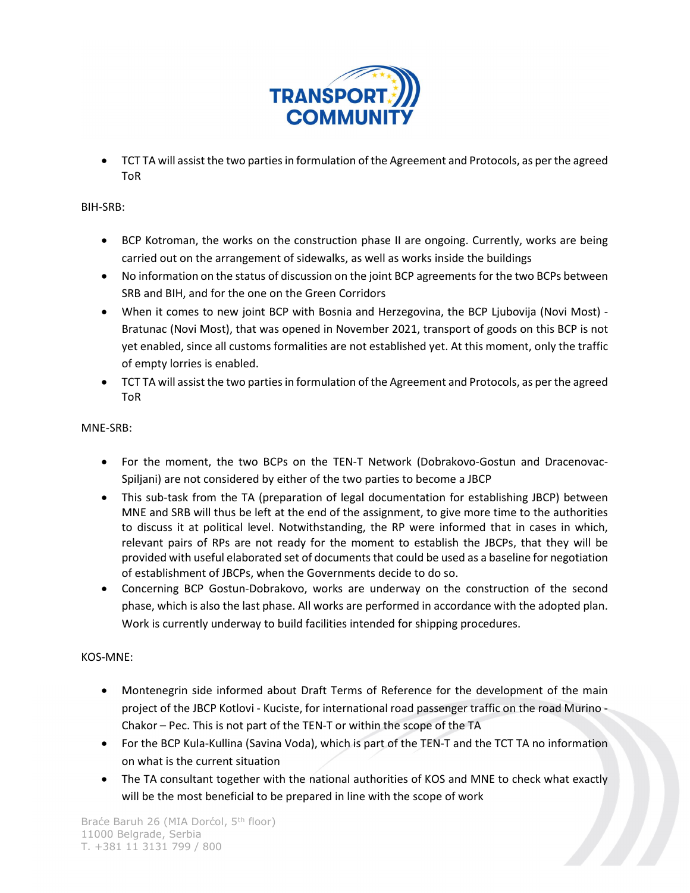- TCT TA will assist the two parties in formulation of the Agreement and Protocols, as per the agreed ToR

BIH-SRB:

- BCP Kotroman, the works on the construction phase II are ongoing. Currently, works are being carried out on the arrangement of sidewalks, as well as works inside the buildings
- No information on the status of discussion on the joint BCP agreements for the two BCPs between SRB and BIH, and for the one on the Green Corridors
- When it comes to new joint BCP with Bosnia and Herzegovina, the BCP Ljubovija (Novi Most) - Bratunac (Novi Most), that was opened in November 2021, transport of goods on this BCP is not yet enabled, since all customs formalities are not established yet. At this moment, only the traffic of empty lorries is enabled.
- TCT TA will assist the two parties in formulation of the Agreement and Protocols, as per the agreed ToR

MNE-SRB:

- For the moment, the two BCPs on the TEN-T Network (Dobrakovo-Gostun and Dracenovac-Spiljani) are not considered by either of the two parties to become a JBCP
- This sub-task from the TA (preparation of legal documentation for establishing JBCP) between MNE and SRB will thus be left at the end of the assignment, to give more time to the authorities to discuss it at political level. Notwithstanding, the RP were informed that in cases in which, relevant pairs of RPs are not ready for the moment to establish the JBCPs, that they will be provided with useful elaborated set of documents that could be used as a baseline for negotiation of establishment of JBCPs, when the Governments decide to do so.
- Concerning BCP Gostun-Dobrakovo, works are underway on the construction of the second phase, which is also the last phase. All works are performed in accordance with the adopted plan. Work is currently underway to build facilities intended for shipping procedures.

KOS-MNE:

- Montenegrin side informed about Draft Terms of Reference for the development of the main project of the JBCP Kotlovi - Kuciste, for international road passenger traffic on the road Murino - Chakor – Pec. This is not part of the TEN-T or within the scope of the TA
- For the BCP Kula-Kullina (Savina Voda), which is part of the TEN-T and the TCT TA no information on what is the current situation
- The TA consultant together with the national authorities of KOS and MNE to check what exactly will be the most beneficial to be prepared in line with the scope of work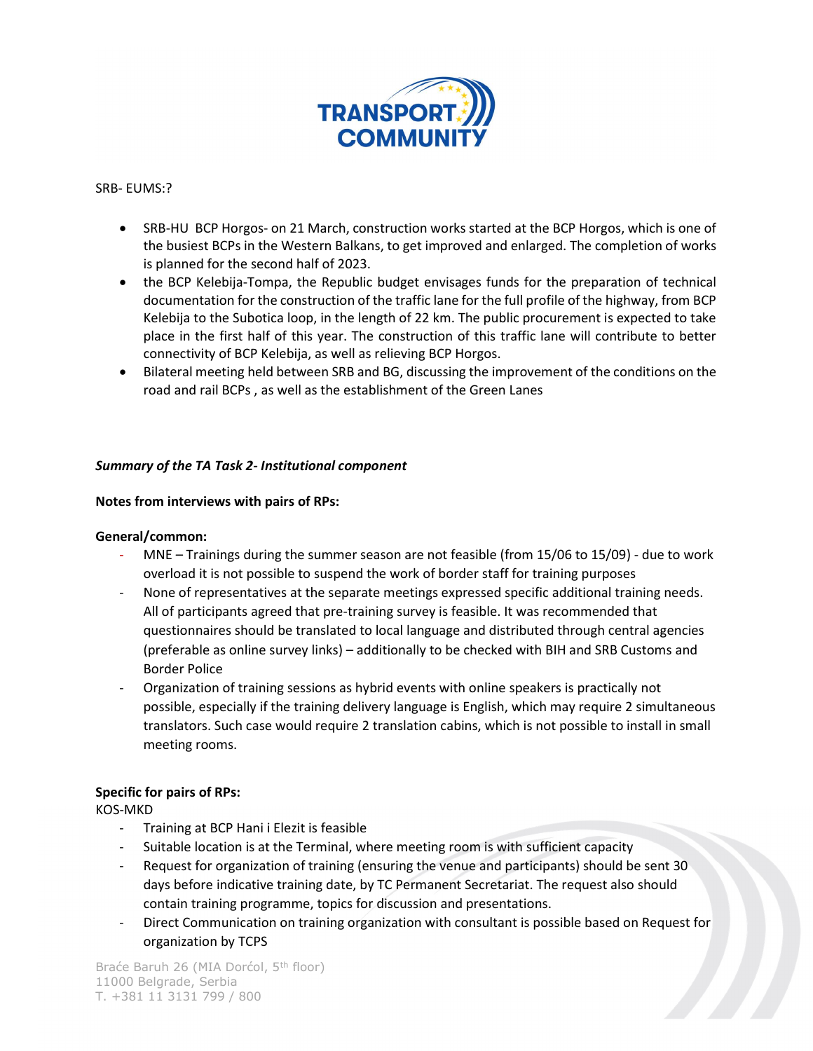SRB- EUMS:?

- SRB-HU BCP Horgos- on 21 March, construction works started at the BCP Horgos, which is one of the busiest BCPs in the Western Balkans, to get improved and enlarged. The completion of works is planned for the second half of 2023.
- the BCP Kelebija-Tompa, the Republic budget envisages funds for the preparation of technical documentation for the construction of the traffic lane for the full profile of the highway, from BCP Kelebija to the Subotica loop, in the length of 22 km. The public procurement is expected to take place in the first half of this year. The construction of this traffic lane will contribute to better connectivity of BCP Kelebija, as well as relieving BCP Horgos.
- Bilateral meeting held between SRB and BG, discussing the improvement of the conditions on the road and rail BCPs , as well as the establishment of the Green Lanes

***Summary of the TA Task 2- Institutional component***

**Notes from interviews with pairs of RPs:**

**General/common:**

- MNE – Trainings during the summer season are not feasible (from 15/06 to 15/09) - due to work overload it is not possible to suspend the work of border staff for training purposes
- None of representatives at the separate meetings expressed specific additional training needs. All of participants agreed that pre-training survey is feasible. It was recommended that questionnaires should be translated to local language and distributed through central agencies (preferable as online survey links) – additionally to be checked with BIH and SRB Customs and Border Police
- Organization of training sessions as hybrid events with online speakers is practically not possible, especially if the training delivery language is English, which may require 2 simultaneous translators. Such case would require 2 translation cabins, which is not possible to install in small meeting rooms.

**Specific for pairs of RPs:**

KOS-MKD

- Training at BCP Hani i Elezit is feasible
- Suitable location is at the Terminal, where meeting room is with sufficient capacity
- Request for organization of training (ensuring the venue and participants) should be sent 30 days before indicative training date, by TC Permanent Secretariat. The request also should contain training programme, topics for discussion and presentations.
- Direct Communication on training organization with consultant is possible based on Request for organization by TCPS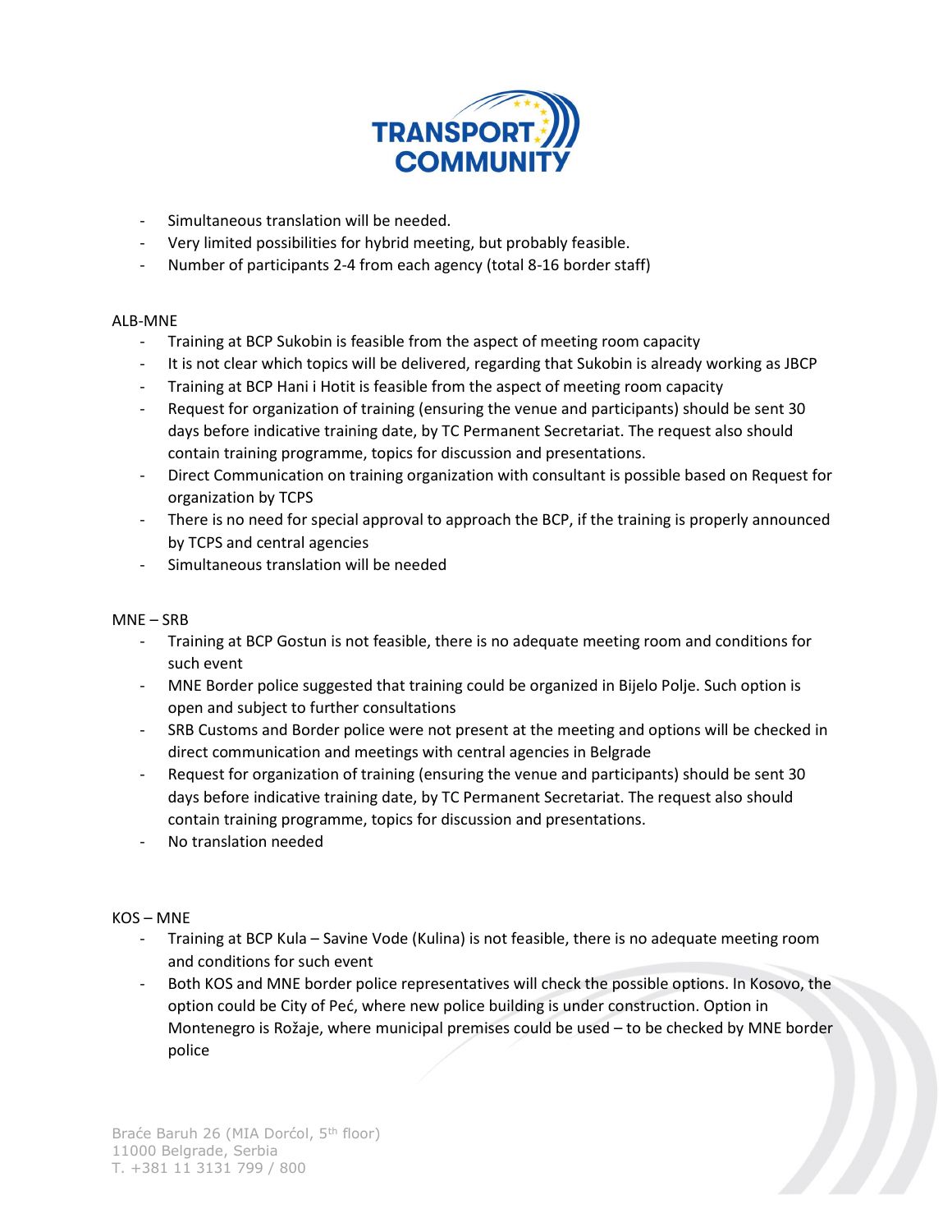- Simultaneous translation will be needed.
- Very limited possibilities for hybrid meeting, but probably feasible.
- Number of participants 2-4 from each agency (total 8-16 border staff)

ALB-MNE

- Training at BCP Sukobin is feasible from the aspect of meeting room capacity
- It is not clear which topics will be delivered, regarding that Sukobin is already working as JBCP
- Training at BCP Hani i Hotit is feasible from the aspect of meeting room capacity
- Request for organization of training (ensuring the venue and participants) should be sent 30 days before indicative training date, by TC Permanent Secretariat. The request also should contain training programme, topics for discussion and presentations.
- Direct Communication on training organization with consultant is possible based on Request for organization by TCPS
- There is no need for special approval to approach the BCP, if the training is properly announced by TCPS and central agencies
- Simultaneous translation will be needed

MNE – SRB

- Training at BCP Gostun is not feasible, there is no adequate meeting room and conditions for such event
- MNE Border police suggested that training could be organized in Bijelo Polje. Such option is open and subject to further consultations
- SRB Customs and Border police were not present at the meeting and options will be checked in direct communication and meetings with central agencies in Belgrade
- Request for organization of training (ensuring the venue and participants) should be sent 30 days before indicative training date, by TC Permanent Secretariat. The request also should contain training programme, topics for discussion and presentations.
- No translation needed

KOS – MNE

- Training at BCP Kula – Savine Vode (Kulina) is not feasible, there is no adequate meeting room and conditions for such event
- Both KOS and MNE border police representatives will check the possible options. In Kosovo, the option could be City of Peć, where new police building is under construction. Option in Montenegro is Rožaje, where municipal premises could be used – to be checked by MNE border police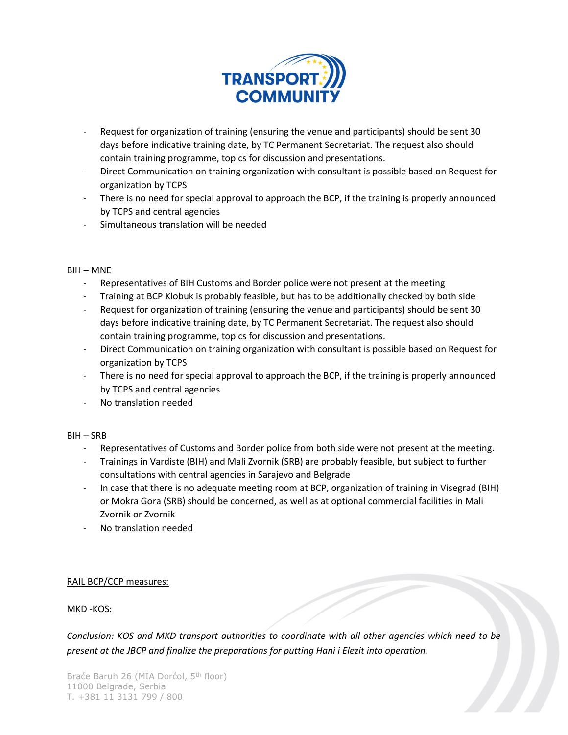- Request for organization of training (ensuring the venue and participants) should be sent 30 days before indicative training date, by TC Permanent Secretariat. The request also should contain training programme, topics for discussion and presentations.
- Direct Communication on training organization with consultant is possible based on Request for organization by TCPS
- There is no need for special approval to approach the BCP, if the training is properly announced by TCPS and central agencies
- Simultaneous translation will be needed

BIH – MNE

- Representatives of BIH Customs and Border police were not present at the meeting
- Training at BCP Klobuk is probably feasible, but has to be additionally checked by both side
- Request for organization of training (ensuring the venue and participants) should be sent 30 days before indicative training date, by TC Permanent Secretariat. The request also should contain training programme, topics for discussion and presentations.
- Direct Communication on training organization with consultant is possible based on Request for organization by TCPS
- There is no need for special approval to approach the BCP, if the training is properly announced by TCPS and central agencies
- No translation needed

BIH – SRB

- Representatives of Customs and Border police from both side were not present at the meeting.
- Trainings in Vardiste (BIH) and Mali Zvornik (SRB) are probably feasible, but subject to further consultations with central agencies in Sarajevo and Belgrade
- In case that there is no adequate meeting room at BCP, organization of training in Visegrad (BIH) or Mokra Gora (SRB) should be concerned, as well as at optional commercial facilities in Mali Zvornik or Zvornik
- No translation needed

<u>RAIL BCP/CCP measures:</u>

MKD -KOS:

*Conclusion: KOS and MKD transport authorities to coordinate with all other agencies which need to be present at the JBCP and finalize the preparations for putting Hani i Elezit into operation.*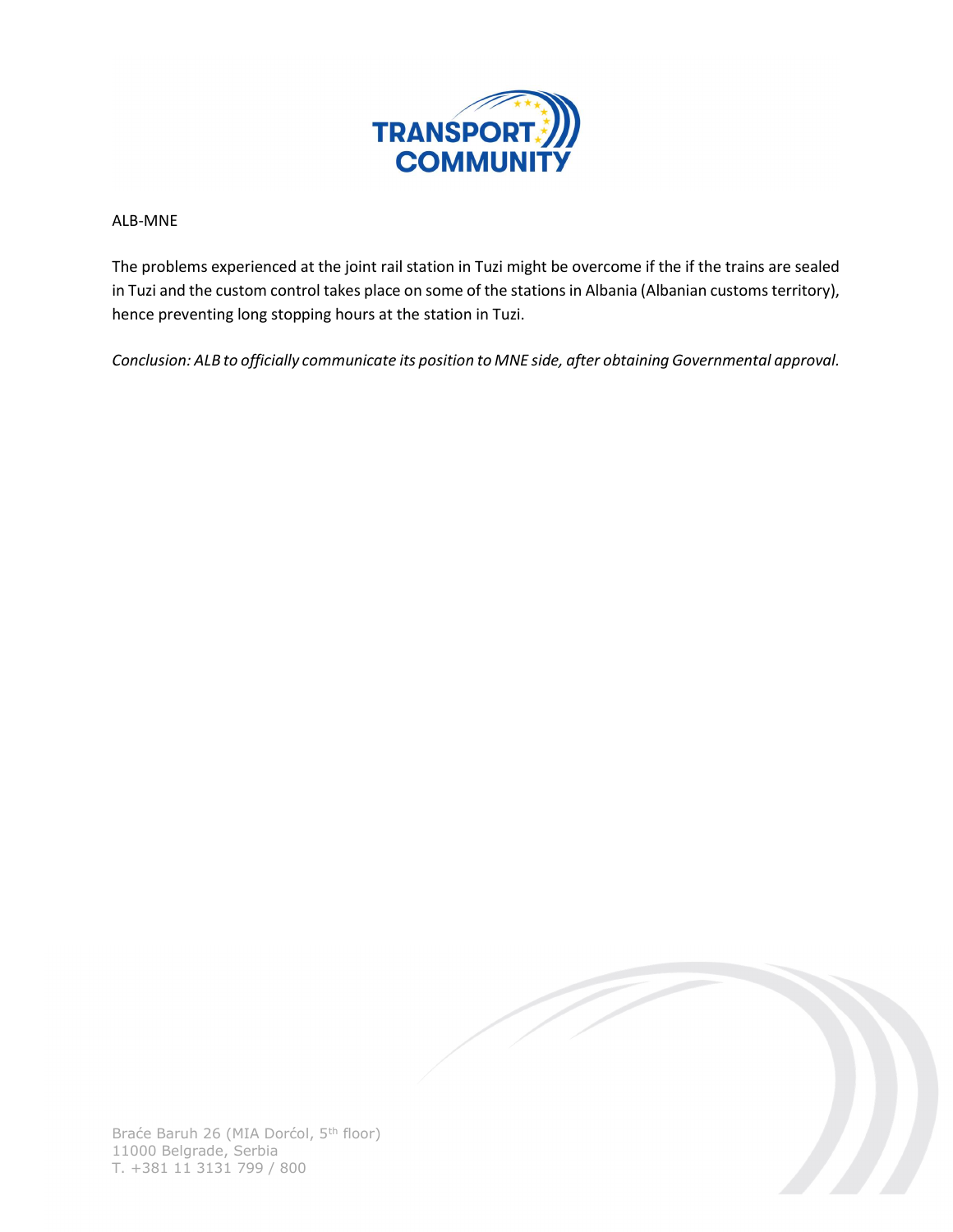ALB-MNE

The problems experienced at the joint rail station in Tuzi might be overcome if the if the trains are sealed in Tuzi and the custom control takes place on some of the stations in Albania (Albanian customs territory), hence preventing long stopping hours at the station in Tuzi.

*Conclusion: ALB to officially communicate its position to MNE side, after obtaining Governmental approval.*